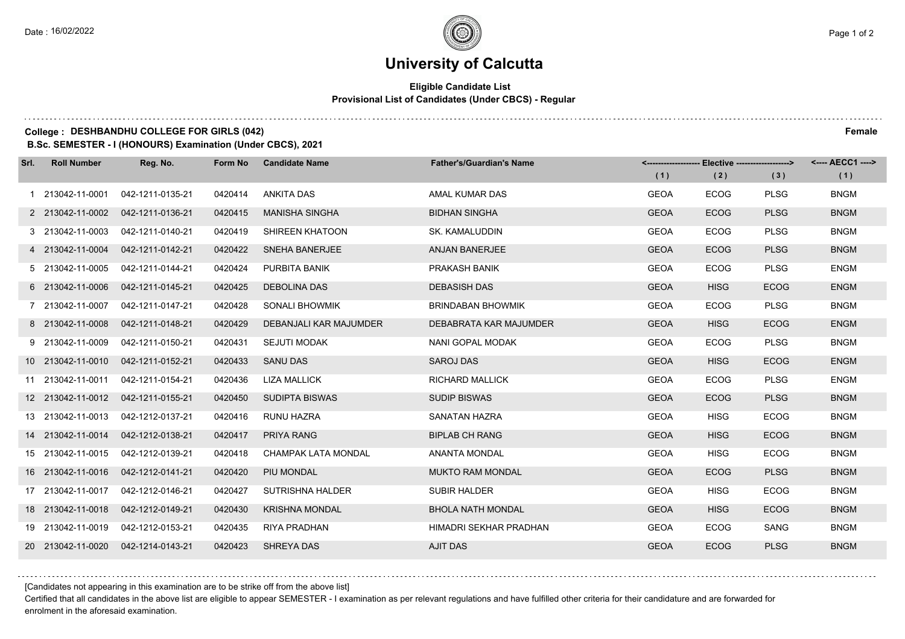# University of Calcutta

**Eligible Candidate List**
**Provisional List of Candidates (Under CBCS) - Regular**

**College : DESHBANDHU COLLEGE FOR GIRLS (042)** **Female**

**B.Sc. SEMESTER - I (HONOURS) Examination (Under CBCS), 2021**

| Srl. | Roll Number | Reg. No. | Form No | Candidate Name | Father's/Guardian's Name | <------- Elective -------> | | | <---- AECC1 ----> |
|---|---|---|---|---|---|---|---|---|---|
| | | | | | | (1) | (2) | (3) | (1) |
| 1 | 213042-11-0001 | 042-1211-0135-21 | 0420414 | ANKITA DAS | AMAL KUMAR DAS | GEOA | ECOG | PLSG | BNGM |
| 2 | 213042-11-0002 | 042-1211-0136-21 | 0420415 | MANISHA SINGHA | BIDHAN SINGHA | GEOA | ECOG | PLSG | BNGM |
| 3 | 213042-11-0003 | 042-1211-0140-21 | 0420419 | SHIREEN KHATOON | SK. KAMALUDDIN | GEOA | ECOG | PLSG | BNGM |
| 4 | 213042-11-0004 | 042-1211-0142-21 | 0420422 | SNEHA BANERJEE | ANJAN BANERJEE | GEOA | ECOG | PLSG | BNGM |
| 5 | 213042-11-0005 | 042-1211-0144-21 | 0420424 | PURBITA BANIK | PRAKASH BANIK | GEOA | ECOG | PLSG | ENGM |
| 6 | 213042-11-0006 | 042-1211-0145-21 | 0420425 | DEBOLINA DAS | DEBASISH DAS | GEOA | HISG | ECOG | ENGM |
| 7 | 213042-11-0007 | 042-1211-0147-21 | 0420428 | SONALI BHOWMIK | BRINDABAN BHOWMIK | GEOA | ECOG | PLSG | BNGM |
| 8 | 213042-11-0008 | 042-1211-0148-21 | 0420429 | DEBANJALI KAR MAJUMDER | DEBABRATA KAR MAJUMDER | GEOA | HISG | ECOG | ENGM |
| 9 | 213042-11-0009 | 042-1211-0150-21 | 0420431 | SEJUTI MODAK | NANI GOPAL MODAK | GEOA | ECOG | PLSG | BNGM |
| 10 | 213042-11-0010 | 042-1211-0152-21 | 0420433 | SANU DAS | SAROJ DAS | GEOA | HISG | ECOG | ENGM |
| 11 | 213042-11-0011 | 042-1211-0154-21 | 0420436 | LIZA MALLICK | RICHARD MALLICK | GEOA | ECOG | PLSG | ENGM |
| 12 | 213042-11-0012 | 042-1211-0155-21 | 0420450 | SUDIPTA BISWAS | SUDIP BISWAS | GEOA | ECOG | PLSG | BNGM |
| 13 | 213042-11-0013 | 042-1212-0137-21 | 0420416 | RUNU HAZRA | SANATAN HAZRA | GEOA | HISG | ECOG | BNGM |
| 14 | 213042-11-0014 | 042-1212-0138-21 | 0420417 | PRIYA RANG | BIPLAB CH RANG | GEOA | HISG | ECOG | BNGM |
| 15 | 213042-11-0015 | 042-1212-0139-21 | 0420418 | CHAMPAK LATA MONDAL | ANANTA MONDAL | GEOA | HISG | ECOG | BNGM |
| 16 | 213042-11-0016 | 042-1212-0141-21 | 0420420 | PIU MONDAL | MUKTO RAM MONDAL | GEOA | ECOG | PLSG | BNGM |
| 17 | 213042-11-0017 | 042-1212-0146-21 | 0420427 | SUTRISHNA HALDER | SUBIR HALDER | GEOA | HISG | ECOG | BNGM |
| 18 | 213042-11-0018 | 042-1212-0149-21 | 0420430 | KRISHNA MONDAL | BHOLA NATH MONDAL | GEOA | HISG | ECOG | BNGM |
| 19 | 213042-11-0019 | 042-1212-0153-21 | 0420435 | RIYA PRADHAN | HIMADRI SEKHAR PRADHAN | GEOA | ECOG | SANG | BNGM |
| 20 | 213042-11-0020 | 042-1214-0143-21 | 0420423 | SHREYA DAS | AJIT DAS | GEOA | ECOG | PLSG | BNGM |

[Candidates not appearing in this examination are to be strike off from the above list]

Certified that all candidates in the above list are eligible to appear SEMESTER - I examination as per relevant regulations and have fulfilled other criteria for their candidature and are forwarded for enrolment in the aforesaid examination.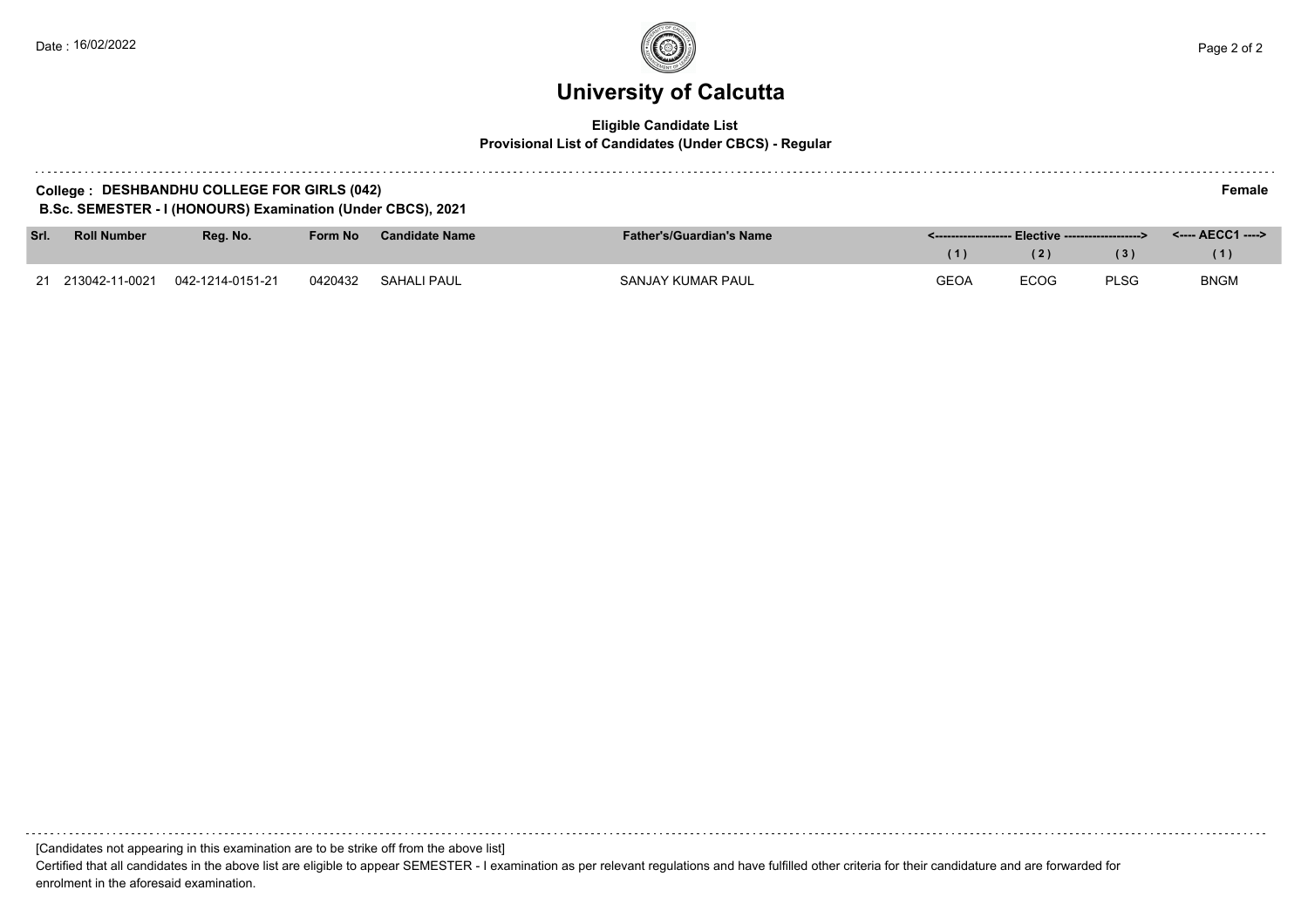# University of Calcutta

**Eligible Candidate List**

**Provisional List of Candidates (Under CBCS) - Regular**

**College : DESHBANDHU COLLEGE FOR GIRLS (042)** **Female**

**B.Sc. SEMESTER - I (HONOURS) Examination (Under CBCS), 2021**

| Srl. | Roll Number | Reg. No. | Form No | Candidate Name | Father's/Guardian's Name | <------------------- Elective -------------------> | | | <---- AECC1 ----> |
|---|---|---|---|---|---|---|---|---|---|
| | | | | | | (1) | (2) | (3) | (1) |
| 21 | 213042-11-0021 | 042-1214-0151-21 | 0420432 | SAHALI PAUL | SANJAY KUMAR PAUL | GEOA | ECOG | PLSG | BNGM |

[Candidates not appearing in this examination are to be strike off from the above list]

Certified that all candidates in the above list are eligible to appear SEMESTER - I examination as per relevant regulations and have fulfilled other criteria for their candidature and are forwarded for enrolment in the aforesaid examination.